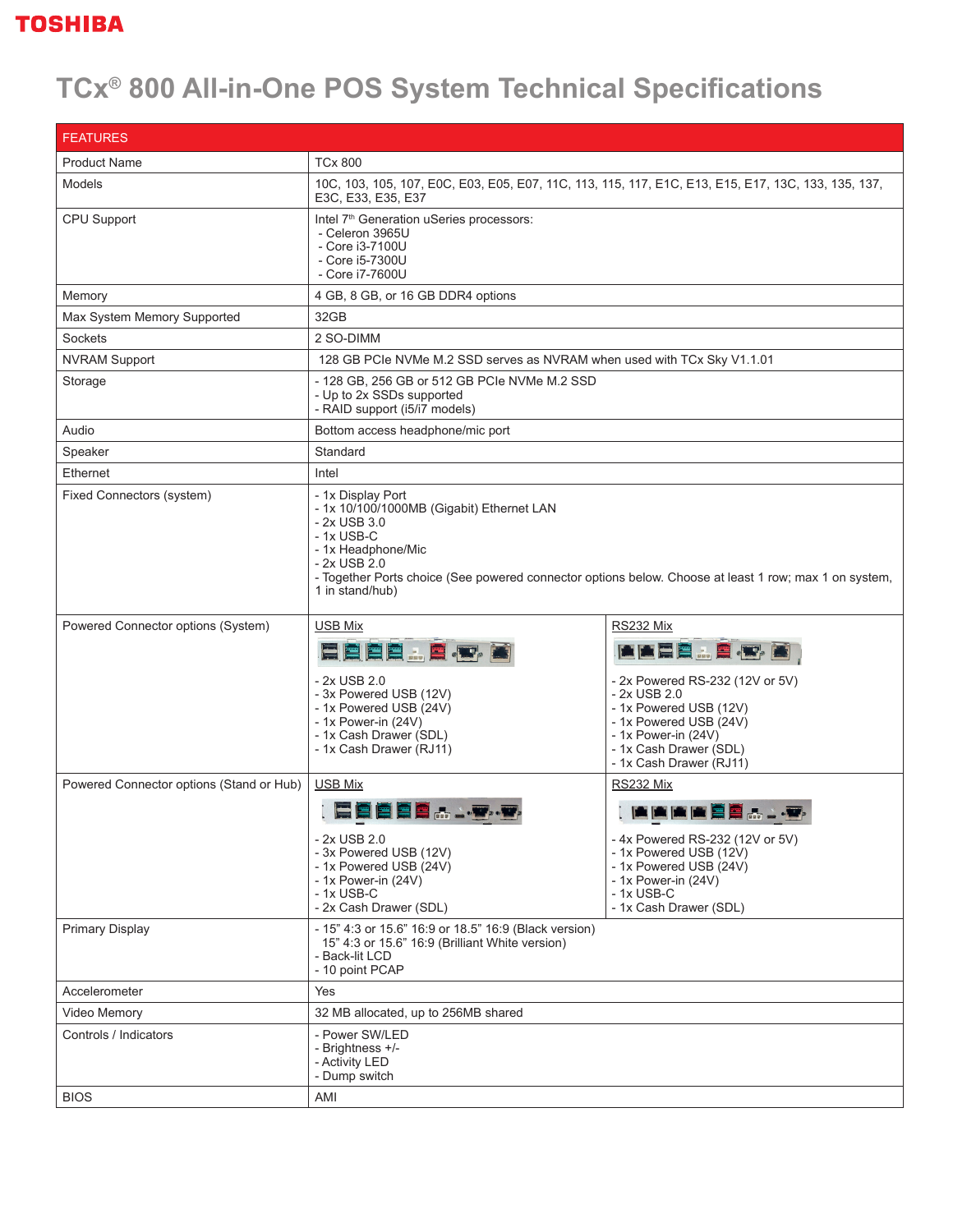# TCx® 800 All-in-One POS System Technical Specifications

| FEATURES | | |
|---|---|---|
| Product Name | TCx 800 | |
| Models | 10C, 103, 105, 107, E0C, E03, E05, E07, 11C, 113, 115, 117, E1C, E13, E15, E17, 13C, 133, 135, 137, E3C, E33, E35, E37 | |
| CPU Support | Intel 7th Generation uSeries processors:<br>- Celeron 3965U<br>- Core i3-7100U<br>- Core i5-7300U<br>- Core i7-7600U | |
| Memory | 4 GB, 8 GB, or 16 GB DDR4 options | |
| Max System Memory Supported | 32GB | |
| Sockets | 2 SO-DIMM | |
| NVRAM Support | 128 GB PCIe NVMe M.2 SSD serves as NVRAM when used with TCx Sky V1.1.01 | |
| Storage | - 128 GB, 256 GB or 512 GB PCIe NVMe M.2 SSD<br>- Up to 2x SSDs supported<br>- RAID support (i5/i7 models) | |
| Audio | Bottom access headphone/mic port | |
| Speaker | Standard | |
| Ethernet | Intel | |
| Fixed Connectors (system) | - 1x Display Port<br>- 1x 10/100/1000MB (Gigabit) Ethernet LAN<br>- 2x USB 3.0<br>- 1x USB-C<br>- 1x Headphone/Mic<br>- 2x USB 2.0<br>- Together Ports choice (See powered connector options below. Choose at least 1 row; max 1 on system, 1 in stand/hub) | |
| Powered Connector options (System) | USB Mix<br>- 2x USB 2.0<br>- 3x Powered USB (12V)<br>- 1x Powered USB (24V)<br>- 1x Power-in (24V)<br>- 1x Cash Drawer (SDL)<br>- 1x Cash Drawer (RJ11) | RS232 Mix<br>- 2x Powered RS-232 (12V or 5V)<br>- 2x USB 2.0<br>- 1x Powered USB (12V)<br>- 1x Powered USB (24V)<br>- 1x Power-in (24V)<br>- 1x Cash Drawer (SDL)<br>- 1x Cash Drawer (RJ11) |
| Powered Connector options (Stand or Hub) | USB Mix<br>- 2x USB 2.0<br>- 3x Powered USB (12V)<br>- 1x Powered USB (24V)<br>- 1x Power-in (24V)<br>- 1x USB-C<br>- 2x Cash Drawer (SDL) | RS232 Mix<br>- 4x Powered RS-232 (12V or 5V)<br>- 1x Powered USB (12V)<br>- 1x Powered USB (24V)<br>- 1x Power-in (24V)<br>- 1x USB-C<br>- 1x Cash Drawer (SDL) |
| Primary Display | - 15" 4:3 or 15.6" 16:9 or 18.5" 16:9 (Black version)<br>15" 4:3 or 15.6" 16:9 (Brilliant White version)<br>- Back-lit LCD<br>- 10 point PCAP | |
| Accelerometer | Yes | |
| Video Memory | 32 MB allocated, up to 256MB shared | |
| Controls / Indicators | - Power SW/LED<br>- Brightness +/-<br>- Activity LED<br>- Dump switch | |
| BIOS | AMI | |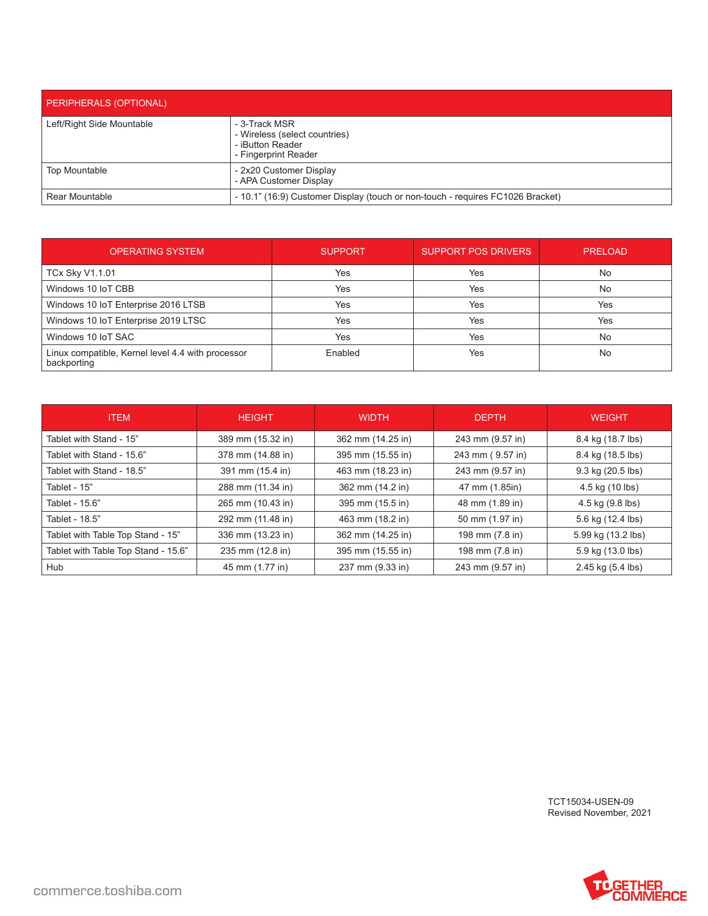| PERIPHERALS (OPTIONAL) | |
|---|---|
| Left/Right Side Mountable | - 3-Track MSR<br>- Wireless (select countries)<br>- iButton Reader<br>- Fingerprint Reader |
| Top Mountable | - 2x20 Customer Display<br>- APA Customer Display |
| Rear Mountable | - 10.1" (16:9) Customer Display (touch or non-touch - requires FC1026 Bracket) |

| OPERATING SYSTEM | SUPPORT | SUPPORT POS DRIVERS | PRELOAD |
|---|---|---|---|
| TCx Sky V1.1.01 | Yes | Yes | No |
| Windows 10 IoT CBB | Yes | Yes | No |
| Windows 10 IoT Enterprise 2016 LTSB | Yes | Yes | Yes |
| Windows 10 IoT Enterprise 2019 LTSC | Yes | Yes | Yes |
| Windows 10 IoT SAC | Yes | Yes | No |
| Linux compatible, Kernel level 4.4 with processor backporting | Enabled | Yes | No |

| ITEM | HEIGHT | WIDTH | DEPTH | WEIGHT |
|---|---|---|---|---|
| Tablet with Stand - 15" | 389 mm (15.32 in) | 362 mm (14.25 in) | 243 mm (9.57 in) | 8.4 kg (18.7 lbs) |
| Tablet with Stand - 15.6" | 378 mm (14.88 in) | 395 mm (15.55 in) | 243 mm ( 9.57 in) | 8.4 kg (18.5 lbs) |
| Tablet with Stand - 18.5" | 391 mm (15.4 in) | 463 mm (18.23 in) | 243 mm (9.57 in) | 9.3 kg (20.5 lbs) |
| Tablet - 15" | 288 mm (11.34 in) | 362 mm (14.2 in) | 47 mm (1.85in) | 4.5 kg (10 lbs) |
| Tablet - 15.6" | 265 mm (10.43 in) | 395 mm (15.5 in) | 48 mm (1.89 in) | 4.5 kg (9.8 lbs) |
| Tablet - 18.5" | 292 mm (11.48 in) | 463 mm (18.2 in) | 50 mm (1.97 in) | 5.6 kg (12.4 lbs) |
| Tablet with Table Top Stand - 15" | 336 mm (13.23 in) | 362 mm (14.25 in) | 198 mm (7.8 in) | 5.99 kg (13.2 lbs) |
| Tablet with Table Top Stand - 15.6" | 235 mm (12.8 in) | 395 mm (15.55 in) | 198 mm (7.8 in) | 5.9 kg (13.0 lbs) |
| Hub | 45 mm (1.77 in) | 237 mm (9.33 in) | 243 mm (9.57 in) | 2.45 kg (5.4 lbs) |

TCT15034-USEN-09
Revised November, 2021

commerce.toshiba.com

TOGETHER COMMERCE